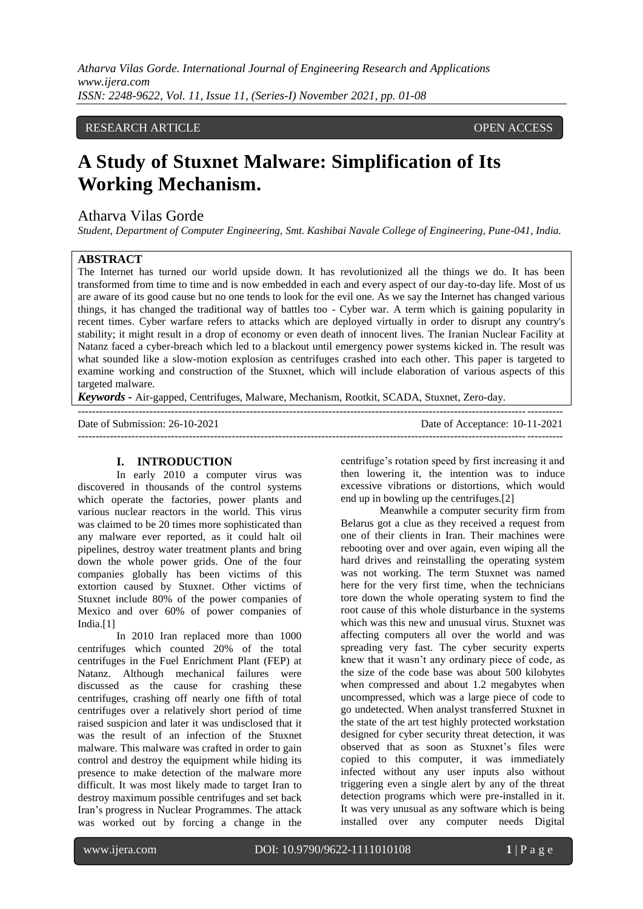RESEARCH ARTICLE OPEN ACCESS

# A Study of Stuxnet Malware: Simplification of Its Working Mechanism.

Atharva Vilas Gorde

*Student, Department of Computer Engineering, Smt. Kashibai Navale College of Engineering, Pune-041, India.*

## ABSTRACT

The Internet has turned our world upside down. It has revolutionized all the things we do. It has been transformed from time to time and is now embedded in each and every aspect of our day-to-day life. Most of us are aware of its good cause but no one tends to look for the evil one. As we say the Internet has changed various things, it has changed the traditional way of battles too - Cyber war. A term which is gaining popularity in recent times. Cyber warfare refers to attacks which are deployed virtually in order to disrupt any country's stability; it might result in a drop of economy or even death of innocent lives. The Iranian Nuclear Facility at Natanz faced a cyber-breach which led to a blackout until emergency power systems kicked in. The result was what sounded like a slow-motion explosion as centrifuges crashed into each other. This paper is targeted to examine working and construction of the Stuxnet, which will include elaboration of various aspects of this targeted malware.

***Keywords -*** Air-gapped, Centrifuges, Malware, Mechanism, Rootkit, SCADA, Stuxnet, Zero-day.

---

Date of Submission: 26-10-2021 Date of Acceptance: 10-11-2021

---

## I. INTRODUCTION

In early 2010 a computer virus was discovered in thousands of the control systems which operate the factories, power plants and various nuclear reactors in the world. This virus was claimed to be 20 times more sophisticated than any malware ever reported, as it could halt oil pipelines, destroy water treatment plants and bring down the whole power grids. One of the four companies globally has been victims of this extortion caused by Stuxnet. Other victims of Stuxnet include 80% of the power companies of Mexico and over 60% of power companies of India.[1]

In 2010 Iran replaced more than 1000 centrifuges which counted 20% of the total centrifuges in the Fuel Enrichment Plant (FEP) at Natanz. Although mechanical failures were discussed as the cause for crashing these centrifuges, crashing off nearly one fifth of total centrifuges over a relatively short period of time raised suspicion and later it was undisclosed that it was the result of an infection of the Stuxnet malware. This malware was crafted in order to gain control and destroy the equipment while hiding its presence to make detection of the malware more difficult. It was most likely made to target Iran to destroy maximum possible centrifuges and set back Iran's progress in Nuclear Programmes. The attack was worked out by forcing a change in the centrifuge's rotation speed by first increasing it and then lowering it, the intention was to induce excessive vibrations or distortions, which would end up in bowling up the centrifuges.[2]

Meanwhile a computer security firm from Belarus got a clue as they received a request from one of their clients in Iran. Their machines were rebooting over and over again, even wiping all the hard drives and reinstalling the operating system was not working. The term Stuxnet was named here for the very first time, when the technicians tore down the whole operating system to find the root cause of this whole disturbance in the systems which was this new and unusual virus. Stuxnet was affecting computers all over the world and was spreading very fast. The cyber security experts knew that it wasn't any ordinary piece of code, as the size of the code base was about 500 kilobytes when compressed and about 1.2 megabytes when uncompressed, which was a large piece of code to go undetected. When analyst transferred Stuxnet in the state of the art test highly protected workstation designed for cyber security threat detection, it was observed that as soon as Stuxnet's files were copied to this computer, it was immediately infected without any user inputs also without triggering even a single alert by any of the threat detection programs which were pre-installed in it. It was very unusual as any software which is being installed over any computer needs Digital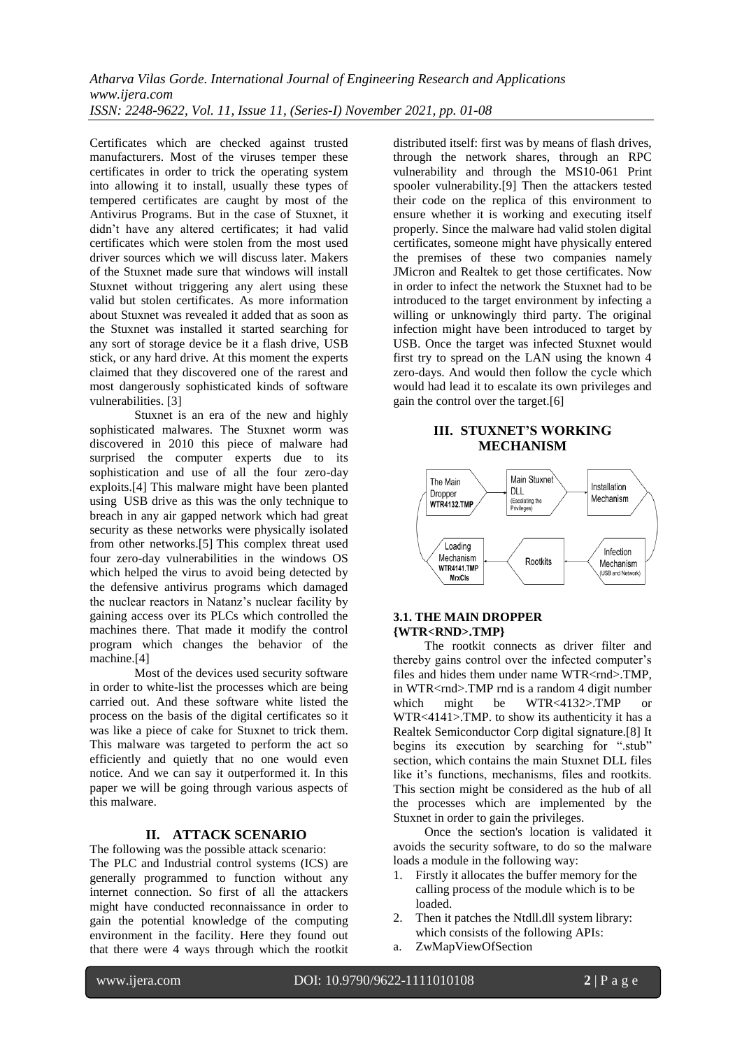Certificates which are checked against trusted manufacturers. Most of the viruses temper these certificates in order to trick the operating system into allowing it to install, usually these types of tempered certificates are caught by most of the Antivirus Programs. But in the case of Stuxnet, it didn't have any altered certificates; it had valid certificates which were stolen from the most used driver sources which we will discuss later. Makers of the Stuxnet made sure that windows will install Stuxnet without triggering any alert using these valid but stolen certificates. As more information about Stuxnet was revealed it added that as soon as the Stuxnet was installed it started searching for any sort of storage device be it a flash drive, USB stick, or any hard drive. At this moment the experts claimed that they discovered one of the rarest and most dangerously sophisticated kinds of software vulnerabilities. [3]

Stuxnet is an era of the new and highly sophisticated malwares. The Stuxnet worm was discovered in 2010 this piece of malware had surprised the computer experts due to its sophistication and use of all the four zero-day exploits.[4] This malware might have been planted using USB drive as this was the only technique to breach in any air gapped network which had great security as these networks were physically isolated from other networks.[5] This complex threat used four zero-day vulnerabilities in the windows OS which helped the virus to avoid being detected by the defensive antivirus programs which damaged the nuclear reactors in Natanz's nuclear facility by gaining access over its PLCs which controlled the machines there. That made it modify the control program which changes the behavior of the machine.[4]

Most of the devices used security software in order to white-list the processes which are being carried out. And these software white listed the process on the basis of the digital certificates so it was like a piece of cake for Stuxnet to trick them. This malware was targeted to perform the act so efficiently and quietly that no one would even notice. And we can say it outperformed it. In this paper we will be going through various aspects of this malware.

## II. ATTACK SCENARIO

The following was the possible attack scenario:
The PLC and Industrial control systems (ICS) are generally programmed to function without any internet connection. So first of all the attackers might have conducted reconnaissance in order to gain the potential knowledge of the computing environment in the facility. Here they found out that there were 4 ways through which the rootkit distributed itself: first was by means of flash drives, through the network shares, through an RPC vulnerability and through the MS10-061 Print spooler vulnerability.[9] Then the attackers tested their code on the replica of this environment to ensure whether it is working and executing itself properly. Since the malware had valid stolen digital certificates, someone might have physically entered the premises of these two companies namely JMicron and Realtek to get those certificates. Now in order to infect the network the Stuxnet had to be introduced to the target environment by infecting a willing or unknowingly third party. The original infection might have been introduced to target by USB. Once the target was infected Stuxnet would first try to spread on the LAN using the known 4 zero-days. And would then follow the cycle which would had lead it to escalate its own privileges and gain the control over the target.[6]

## III. STUXNET'S WORKING MECHANISM

The Main Dropper WTR4132.TMP → Main Stuxnet DLL (Escalating the Privileges) → Installation Mechanism → Infection Mechanism (USB and Network) → Rootkits → Loading Mechanism WTR4141.TMP MrxCls → The Main Dropper

### 3.1. THE MAIN DROPPER {WTR<RND>.TMP}

The rootkit connects as driver filter and thereby gains control over the infected computer's files and hides them under name WTR<rnd>.TMP, in WTR<rnd>.TMP rnd is a random 4 digit number which might be WTR<4132>.TMP or WTR<4141>.TMP. to show its authenticity it has a Realtek Semiconductor Corp digital signature.[8] It begins its execution by searching for ".stub" section, which contains the main Stuxnet DLL files like it's functions, mechanisms, files and rootkits. This section might be considered as the hub of all the processes which are implemented by the Stuxnet in order to gain the privileges.

Once the section's location is validated it avoids the security software, to do so the malware loads a module in the following way:

1. Firstly it allocates the buffer memory for the calling process of the module which is to be loaded.
2. Then it patches the Ntdll.dll system library: which consists of the following APIs:

a. ZwMapViewOfSection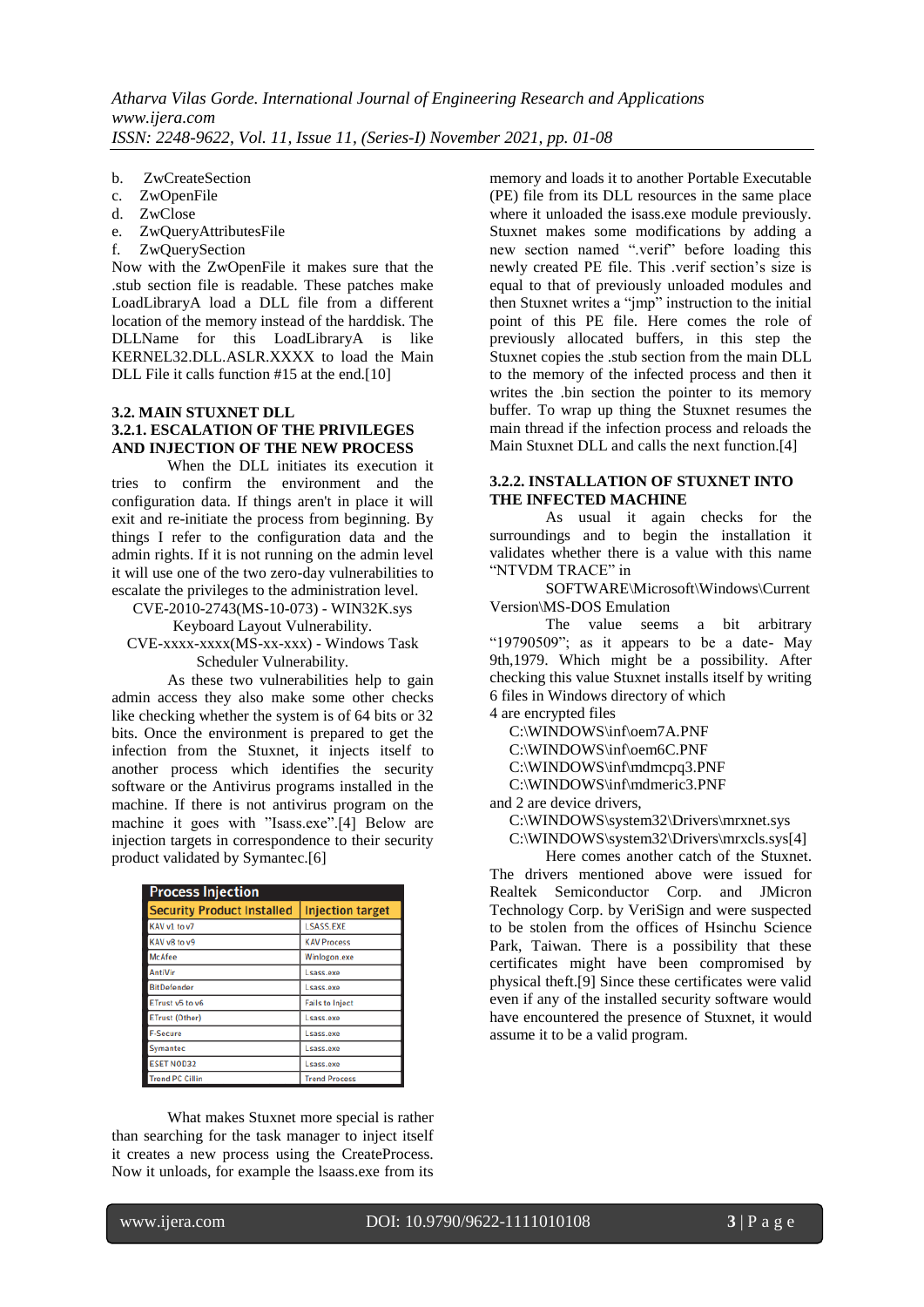b. ZwCreateSection
c. ZwOpenFile
d. ZwClose
e. ZwQueryAttributesFile
f. ZwQuerySection

Now with the ZwOpenFile it makes sure that the .stub section file is readable. These patches make LoadLibraryA load a DLL file from a different location of the memory instead of the harddisk. The DLLName for this LoadLibraryA is like KERNEL32.DLL.ASLR.XXXX to load the Main DLL File it calls function #15 at the end.[10]

## 3.2. MAIN STUXNET DLL

### 3.2.1. ESCALATION OF THE PRIVILEGES AND INJECTION OF THE NEW PROCESS

When the DLL initiates its execution it tries to confirm the environment and the configuration data. If things aren't in place it will exit and re-initiate the process from beginning. By things I refer to the configuration data and the admin rights. If it is not running on the admin level it will use one of the two zero-day vulnerabilities to escalate the privileges to the administration level.

CVE-2010-2743(MS-10-073) - WIN32K.sys Keyboard Layout Vulnerability.

CVE-xxxx-xxxx(MS-xx-xxx) - Windows Task Scheduler Vulnerability.

As these two vulnerabilities help to gain admin access they also make some other checks like checking whether the system is of 64 bits or 32 bits. Once the environment is prepared to get the infection from the Stuxnet, it injects itself to another process which identifies the security software or the Antivirus programs installed in the machine. If there is not antivirus program on the machine it goes with "Isass.exe".[4] Below are injection targets in correspondence to their security product validated by Symantec.[6]

| Process Injection | |
|---|---|
| Security Product Installed | Injection target |
| KAV v1 to v7 | LSASS.EXE |
| KAV v8 to v9 | KAV Process |
| McAfee | Winlogon.exe |
| AntiVir | Lsass.exe |
| BitDefender | Lsass.exe |
| ETrust v5 to v6 | Fails to Inject |
| ETrust (Other) | Lsass.exe |
| F-Secure | Lsass.exe |
| Symantec | Lsass.exe |
| ESET NOD32 | Lsass.exe |
| Trend PC Cillin | Trend Process |

What makes Stuxnet more special is rather than searching for the task manager to inject itself it creates a new process using the CreateProcess. Now it unloads, for example the lsaass.exe from its memory and loads it to another Portable Executable (PE) file from its DLL resources in the same place where it unloaded the isass.exe module previously. Stuxnet makes some modifications by adding a new section named ".verif" before loading this newly created PE file. This .verif section's size is equal to that of previously unloaded modules and then Stuxnet writes a "jmp" instruction to the initial point of this PE file. Here comes the role of previously allocated buffers, in this step the Stuxnet copies the .stub section from the main DLL to the memory of the infected process and then it writes the .bin section the pointer to its memory buffer. To wrap up thing the Stuxnet resumes the main thread if the infection process and reloads the Main Stuxnet DLL and calls the next function.[4]

### 3.2.2. INSTALLATION OF STUXNET INTO THE INFECTED MACHINE

As usual it again checks for the surroundings and to begin the installation it validates whether there is a value with this name "NTVDM TRACE" in

SOFTWARE\Microsoft\Windows\Current Version\MS-DOS Emulation

The value seems a bit arbitrary "19790509"; as it appears to be a date- May 9th,1979. Which might be a possibility. After checking this value Stuxnet installs itself by writing 6 files in Windows directory of which 4 are encrypted files

C:\WINDOWS\inf\oem7A.PNF
C:\WINDOWS\inf\oem6C.PNF
C:\WINDOWS\inf\mdmcpq3.PNF
C:\WINDOWS\inf\mdmeric3.PNF

and 2 are device drivers,

C:\WINDOWS\system32\Drivers\mrxnet.sys
C:\WINDOWS\system32\Drivers\mrxcls.sys[4]

Here comes another catch of the Stuxnet. The drivers mentioned above were issued for Realtek Semiconductor Corp. and JMicron Technology Corp. by VeriSign and were suspected to be stolen from the offices of Hsinchu Science Park, Taiwan. There is a possibility that these certificates might have been compromised by physical theft.[9] Since these certificates were valid even if any of the installed security software would have encountered the presence of Stuxnet, it would assume it to be a valid program.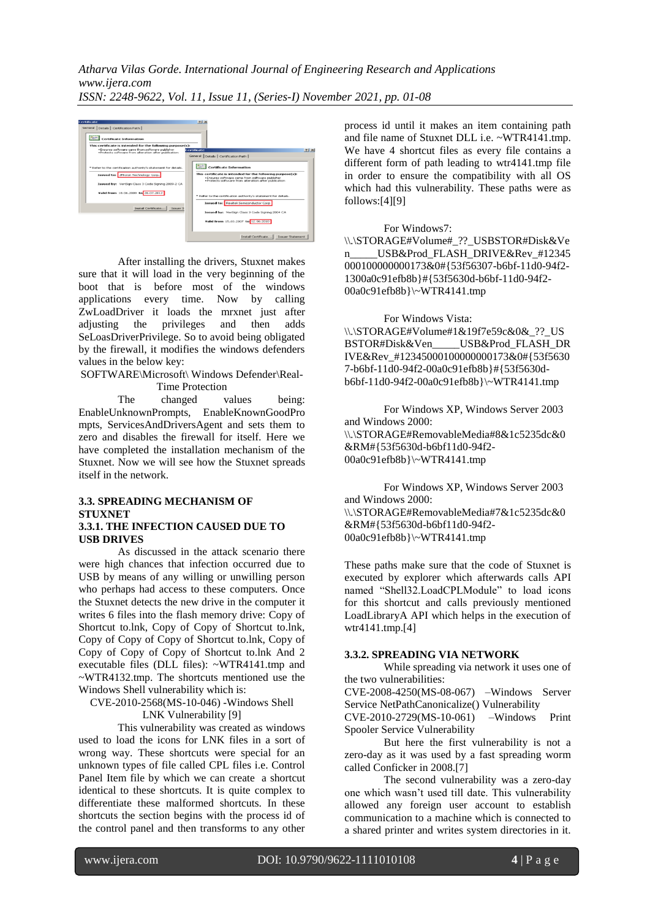After installing the drivers, Stuxnet makes sure that it will load in the very beginning of the boot that is before most of the windows applications every time. Now by calling ZwLoadDriver it loads the mrxnet just after adjusting the privileges and then adds SeLoasDriverPrivilege. So to avoid being obligated by the firewall, it modifies the windows defenders values in the below key:

SOFTWARE\Microsoft\ Windows Defender\Real-Time Protection

The changed values being: EnableUnknownPrompts, EnableKnownGoodPrompts, ServicesAndDriversAgent and sets them to zero and disables the firewall for itself. Here we have completed the installation mechanism of the Stuxnet. Now we will see how the Stuxnet spreads itself in the network.

### 3.3. SPREADING MECHANISM OF STUXNET

#### 3.3.1. THE INFECTION CAUSED DUE TO USB DRIVES

As discussed in the attack scenario there were high chances that infection occurred due to USB by means of any willing or unwilling person who perhaps had access to these computers. Once the Stuxnet detects the new drive in the computer it writes 6 files into the flash memory drive: Copy of Shortcut to.lnk, Copy of Copy of Shortcut to.lnk, Copy of Copy of Copy of Shortcut to.lnk, Copy of Copy of Copy of Copy of Shortcut to.lnk And 2 executable files (DLL files): ~WTR4141.tmp and ~WTR4132.tmp. The shortcuts mentioned use the Windows Shell vulnerability which is:

CVE-2010-2568(MS-10-046) -Windows Shell LNK Vulnerability [9]

This vulnerability was created as windows used to load the icons for LNK files in a sort of wrong way. These shortcuts were special for an unknown types of file called CPL files i.e. Control Panel Item file by which we can create a shortcut identical to these shortcuts. It is quite complex to differentiate these malformed shortcuts. In these shortcuts the section begins with the process id of the control panel and then transforms to any other process id until it makes an item containing path and file name of Stuxnet DLL i.e. ~WTR4141.tmp. We have 4 shortcut files as every file contains a different form of path leading to wtr4141.tmp file in order to ensure the compatibility with all OS which had this vulnerability. These paths were as follows:[4][9]

For Windows7:
\\.\STORAGE#Volume#_??_USBSTOR#Disk&Ven_____USB&Prod_FLASH_DRIVE&Rev_#12345000100000000173&0#{53f56307-b6bf-11d0-94f2-1300a0c91efb8b}#{53f5630d-b6bf-11d0-94f2-00a0c91efb8b}\~WTR4141.tmp

For Windows Vista:
\\.\STORAGE#Volume#1&19f7e59c&0&_??_USBSTOR#Disk&Ven_____USB&Prod_FLASH_DRIVE&Rev_#12345000100000000173&0#{53f56307-b6bf-11d0-94f2-00a0c91efb8b}#{53f5630d-b6bf-11d0-94f2-00a0c91efb8b}\~WTR4141.tmp

For Windows XP, Windows Server 2003 and Windows 2000:
\\.\STORAGE#RemovableMedia#8&1c5235dc&0&RM#{53f5630d-b6bf11d0-94f2-00a0c91efb8b}\~WTR4141.tmp

For Windows XP, Windows Server 2003 and Windows 2000:
\\.\STORAGE#RemovableMedia#7&1c5235dc&0&RM#{53f5630d-b6bf11d0-94f2-00a0c91efb8b}\~WTR4141.tmp

These paths make sure that the code of Stuxnet is executed by explorer which afterwards calls API named "Shell32.LoadCPLModule" to load icons for this shortcut and calls previously mentioned LoadLibraryA API which helps in the execution of wtr4141.tmp.[4]

#### 3.3.2. SPREADING VIA NETWORK

While spreading via network it uses one of the two vulnerabilities:

CVE-2008-4250(MS-08-067) –Windows Server Service NetPathCanonicalize() Vulnerability
CVE-2010-2729(MS-10-061) –Windows Print Spooler Service Vulnerability

But here the first vulnerability is not a zero-day as it was used by a fast spreading worm called Conficker in 2008.[7]

The second vulnerability was a zero-day one which wasn't used till date. This vulnerability allowed any foreign user account to establish communication to a machine which is connected to a shared printer and writes system directories in it.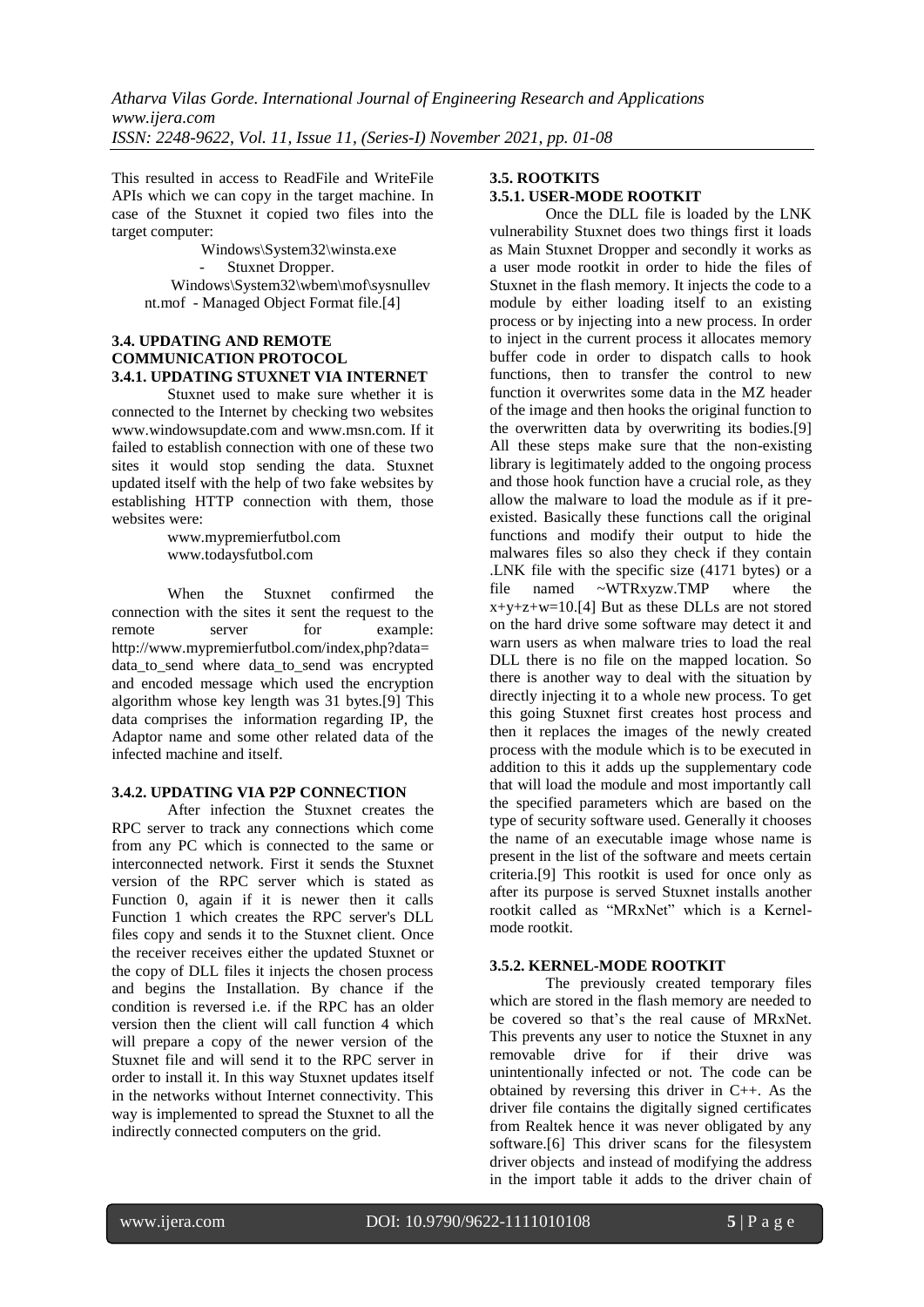This resulted in access to ReadFile and WriteFile APIs which we can copy in the target machine. In case of the Stuxnet it copied two files into the target computer:

Windows\System32\winsta.exe - Stuxnet Dropper.

Windows\System32\wbem\mof\sysnullevnt.mof - Managed Object Format file.[4]

### 3.4. UPDATING AND REMOTE COMMUNICATION PROTOCOL

#### 3.4.1. UPDATING STUXNET VIA INTERNET

Stuxnet used to make sure whether it is connected to the Internet by checking two websites www.windowsupdate.com and www.msn.com. If it failed to establish connection with one of these two sites it would stop sending the data. Stuxnet updated itself with the help of two fake websites by establishing HTTP connection with them, those websites were:

www.mypremierfutbol.com
www.todaysfutbol.com

When the Stuxnet confirmed the connection with the sites it sent the request to the remote server for example: http://www.mypremierfutbol.com/index,php?data=data_to_send where data_to_send was encrypted and encoded message which used the encryption algorithm whose key length was 31 bytes.[9] This data comprises the information regarding IP, the Adaptor name and some other related data of the infected machine and itself.

#### 3.4.2. UPDATING VIA P2P CONNECTION

After infection the Stuxnet creates the RPC server to track any connections which come from any PC which is connected to the same or interconnected network. First it sends the Stuxnet version of the RPC server which is stated as Function 0, again if it is newer then it calls Function 1 which creates the RPC server's DLL files copy and sends it to the Stuxnet client. Once the receiver receives either the updated Stuxnet or the copy of DLL files it injects the chosen process and begins the Installation. By chance if the condition is reversed i.e. if the RPC has an older version then the client will call function 4 which will prepare a copy of the newer version of the Stuxnet file and will send it to the RPC server in order to install it. In this way Stuxnet updates itself in the networks without Internet connectivity. This way is implemented to spread the Stuxnet to all the indirectly connected computers on the grid.

### 3.5. ROOTKITS

#### 3.5.1. USER-MODE ROOTKIT

Once the DLL file is loaded by the LNK vulnerability Stuxnet does two things first it loads as Main Stuxnet Dropper and secondly it works as a user mode rootkit in order to hide the files of Stuxnet in the flash memory. It injects the code to a module by either loading itself to an existing process or by injecting into a new process. In order to inject in the current process it allocates memory buffer code in order to dispatch calls to hook functions, then to transfer the control to new function it overwrites some data in the MZ header of the image and then hooks the original function to the overwritten data by overwriting its bodies.[9] All these steps make sure that the non-existing library is legitimately added to the ongoing process and those hook function have a crucial role, as they allow the malware to load the module as if it pre-existed. Basically these functions call the original functions and modify their output to hide the malwares files so also they check if they contain .LNK file with the specific size (4171 bytes) or a file named ~WTRxyzw.TMP where the x+y+z+w=10.[4] But as these DLLs are not stored on the hard drive some software may detect it and warn users as when malware tries to load the real DLL there is no file on the mapped location. So there is another way to deal with the situation by directly injecting it to a whole new process. To get this going Stuxnet first creates host process and then it replaces the images of the newly created process with the module which is to be executed in addition to this it adds up the supplementary code that will load the module and most importantly call the specified parameters which are based on the type of security software used. Generally it chooses the name of an executable image whose name is present in the list of the software and meets certain criteria.[9] This rootkit is used for once only as after its purpose is served Stuxnet installs another rootkit called as "MRxNet" which is a Kernel-mode rootkit.

#### 3.5.2. KERNEL-MODE ROOTKIT

The previously created temporary files which are stored in the flash memory are needed to be covered so that's the real cause of MRxNet. This prevents any user to notice the Stuxnet in any removable drive for if their drive was unintentionally infected or not. The code can be obtained by reversing this driver in C++. As the driver file contains the digitally signed certificates from Realtek hence it was never obligated by any software.[6] This driver scans for the filesystem driver objects and instead of modifying the address in the import table it adds to the driver chain of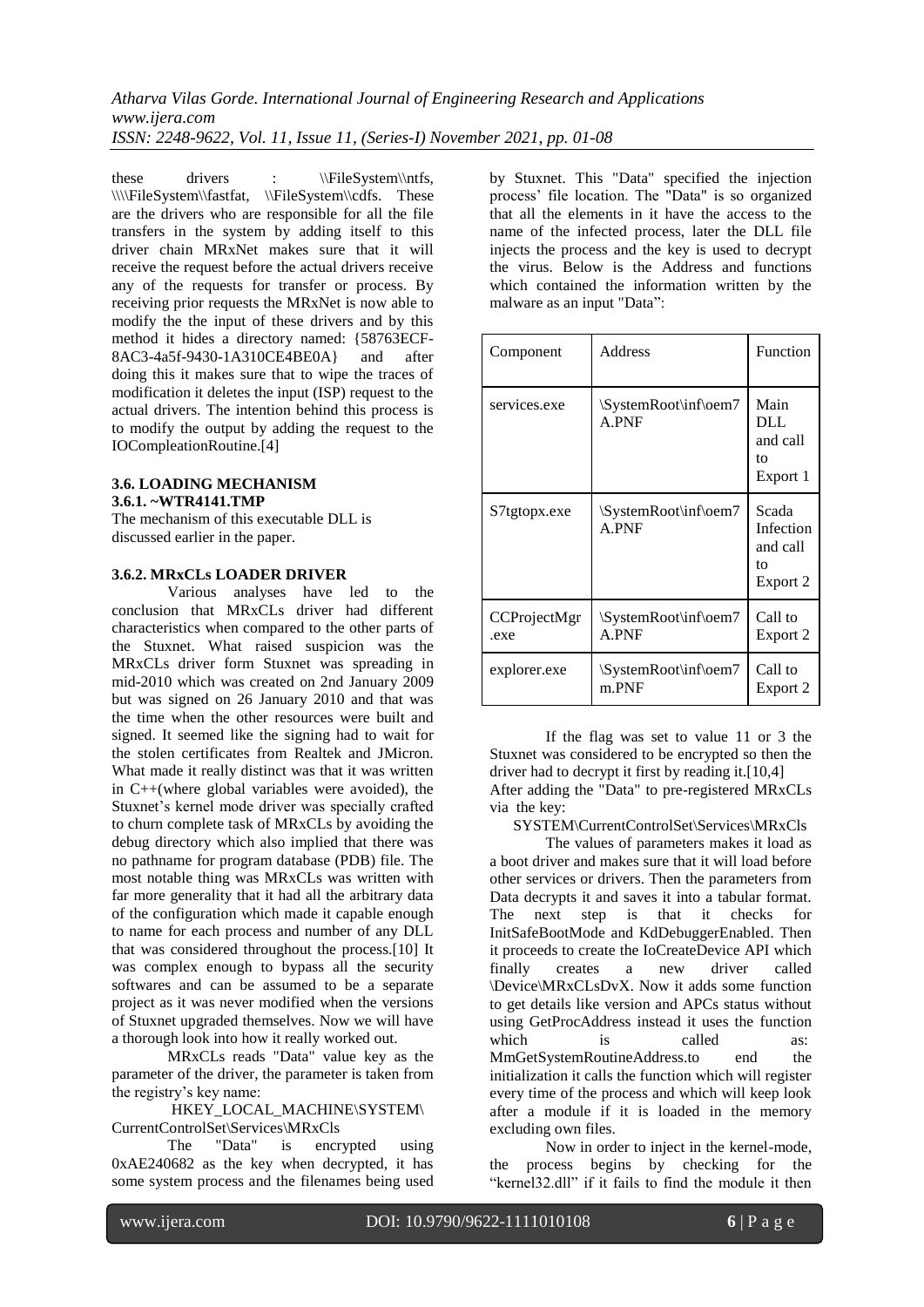these drivers : \\FileSystem\\ntfs, \\\\FileSystem\\fastfat, \\FileSystem\\cdfs. These are the drivers who are responsible for all the file transfers in the system by adding itself to this driver chain MRxNet makes sure that it will receive the request before the actual drivers receive any of the requests for transfer or process. By receiving prior requests the MRxNet is now able to modify the the input of these drivers and by this method it hides a directory named: {58763ECF-8AC3-4a5f-9430-1A310CE4BE0A} and after doing this it makes sure that to wipe the traces of modification it deletes the input (ISP) request to the actual drivers. The intention behind this process is to modify the output by adding the request to the IOCompleationRoutine.[4]

### 3.6. LOADING MECHANISM

#### 3.6.1. ~WTR4141.TMP

The mechanism of this executable DLL is discussed earlier in the paper.

#### 3.6.2. MRxCLs LOADER DRIVER

Various analyses have led to the conclusion that MRxCLs driver had different characteristics when compared to the other parts of the Stuxnet. What raised suspicion was the MRxCLs driver form Stuxnet was spreading in mid-2010 which was created on 2nd January 2009 but was signed on 26 January 2010 and that was the time when the other resources were built and signed. It seemed like the signing had to wait for the stolen certificates from Realtek and JMicron. What made it really distinct was that it was written in C++(where global variables were avoided), the Stuxnet's kernel mode driver was specially crafted to churn complete task of MRxCLs by avoiding the debug directory which also implied that there was no pathname for program database (PDB) file. The most notable thing was MRxCLs was written with far more generality that it had all the arbitrary data of the configuration which made it capable enough to name for each process and number of any DLL that was considered throughout the process.[10] It was complex enough to bypass all the security softwares and can be assumed to be a separate project as it was never modified when the versions of Stuxnet upgraded themselves. Now we will have a thorough look into how it really worked out.

MRxCLs reads "Data" value key as the parameter of the driver, the parameter is taken from the registry's key name:

HKEY_LOCAL_MACHINE\SYSTEM\CurrentControlSet\Services\MRxCls

The "Data" is encrypted using 0xAE240682 as the key when decrypted, it has some system process and the filenames being used by Stuxnet. This "Data" specified the injection process' file location. The "Data" is so organized that all the elements in it have the access to the name of the infected process, later the DLL file injects the process and the key is used to decrypt the virus. Below is the Address and functions which contained the information written by the malware as an input "Data":

| Component | Address | Function |
|---|---|---|
| services.exe | \SystemRoot\inf\oem7A.PNF | Main DLL and call to Export 1 |
| S7tgtopx.exe | \SystemRoot\inf\oem7A.PNF | Scada Infection and call to Export 2 |
| CCProjectMgr.exe | \SystemRoot\inf\oem7A.PNF | Call to Export 2 |
| explorer.exe | \SystemRoot\inf\oem7m.PNF | Call to Export 2 |

If the flag was set to value 11 or 3 the Stuxnet was considered to be encrypted so then the driver had to decrypt it first by reading it.[10,4]

After adding the "Data" to pre-registered MRxCLs via the key:

SYSTEM\CurrentControlSet\Services\MRxCls

The values of parameters makes it load as a boot driver and makes sure that it will load before other services or drivers. Then the parameters from Data decrypts it and saves it into a tabular format. The next step is that it checks for InitSafeBootMode and KdDebuggerEnabled. Then it proceeds to create the IoCreateDevice API which finally creates a new driver called \Device\MRxCLsDvX. Now it adds some function to get details like version and APCs status without using GetProcAddress instead it uses the function which is called as: MmGetSystemRoutineAddress.to end the initialization it calls the function which will register every time of the process and which will keep look after a module if it is loaded in the memory excluding own files.

Now in order to inject in the kernel-mode, the process begins by checking for the "kernel32.dll" if it fails to find the module it then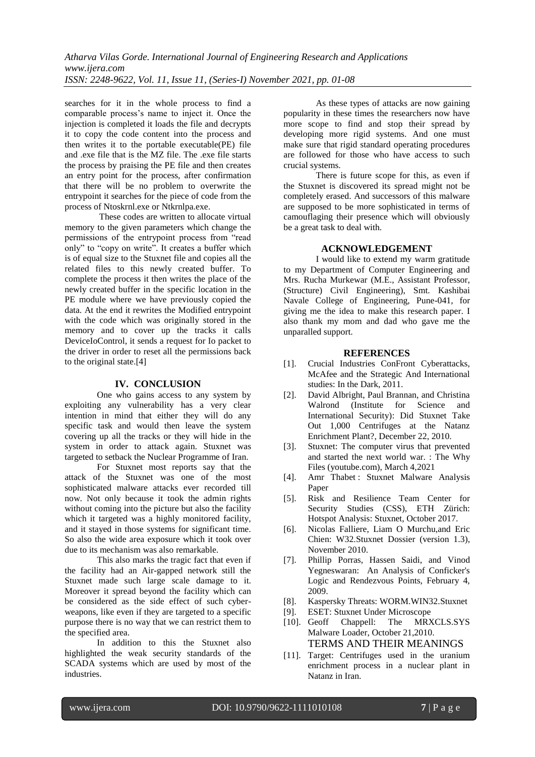searches for it in the whole process to find a comparable process's name to inject it. Once the injection is completed it loads the file and decrypts it to copy the code content into the process and then writes it to the portable executable(PE) file and .exe file that is the MZ file. The .exe file starts the process by praising the PE file and then creates an entry point for the process, after confirmation that there will be no problem to overwrite the entrypoint it searches for the piece of code from the process of Ntoskrnl.exe or Ntkrnlpa.exe.

These codes are written to allocate virtual memory to the given parameters which change the permissions of the entrypoint process from "read only" to "copy on write". It creates a buffer which is of equal size to the Stuxnet file and copies all the related files to this newly created buffer. To complete the process it then writes the place of the newly created buffer in the specific location in the PE module where we have previously copied the data. At the end it rewrites the Modified entrypoint with the code which was originally stored in the memory and to cover up the tracks it calls DeviceIoControl, it sends a request for Io packet to the driver in order to reset all the permissions back to the original state.[4]

## IV. CONCLUSION

One who gains access to any system by exploiting any vulnerability has a very clear intention in mind that either they will do any specific task and would then leave the system covering up all the tracks or they will hide in the system in order to attack again. Stuxnet was targeted to setback the Nuclear Programme of Iran.

For Stuxnet most reports say that the attack of the Stuxnet was one of the most sophisticated malware attacks ever recorded till now. Not only because it took the admin rights without coming into the picture but also the facility which it targeted was a highly monitored facility, and it stayed in those systems for significant time. So also the wide area exposure which it took over due to its mechanism was also remarkable.

This also marks the tragic fact that even if the facility had an Air-gapped network still the Stuxnet made such large scale damage to it. Moreover it spread beyond the facility which can be considered as the side effect of such cyber-weapons, like even if they are targeted to a specific purpose there is no way that we can restrict them to the specified area.

In addition to this the Stuxnet also highlighted the weak security standards of the SCADA systems which are used by most of the industries.

As these types of attacks are now gaining popularity in these times the researchers now have more scope to find and stop their spread by developing more rigid systems. And one must make sure that rigid standard operating procedures are followed for those who have access to such crucial systems.

There is future scope for this, as even if the Stuxnet is discovered its spread might not be completely erased. And successors of this malware are supposed to be more sophisticated in terms of camouflaging their presence which will obviously be a great task to deal with.

## ACKNOWLEDGEMENT

I would like to extend my warm gratitude to my Department of Computer Engineering and Mrs. Rucha Murkewar (M.E., Assistant Professor, (Structure) Civil Engineering), Smt. Kashibai Navale College of Engineering, Pune-041, for giving me the idea to make this research paper. I also thank my mom and dad who gave me the unparalled support.

## REFERENCES

[1]. Crucial Industries ConFront Cyberattacks, McAfee and the Strategic And International studies: In the Dark, 2011.

[2]. David Albright, Paul Brannan, and Christina Walrond (Institute for Science and International Security): Did Stuxnet Take Out 1,000 Centrifuges at the Natanz Enrichment Plant?, December 22, 2010.

[3]. Stuxnet: The computer virus that prevented and started the next world war. : The Why Files (youtube.com), March 4,2021

[4]. Amr Thabet : Stuxnet Malware Analysis Paper

[5]. Risk and Resilience Team Center for Security Studies (CSS), ETH Zürich: Hotspot Analysis: Stuxnet, October 2017.

[6]. Nicolas Falliere, Liam O Murchu,and Eric Chien: W32.Stuxnet Dossier (version 1.3), November 2010.

[7]. Phillip Porras, Hassen Saidi, and Vinod Yegneswaran: An Analysis of Conficker's Logic and Rendezvous Points, February 4, 2009.

[8]. Kaspersky Threats: WORM.WIN32.Stuxnet

[9]. ESET: Stuxnet Under Microscope

[10]. Geoff Chappell: The MRXCLS.SYS Malware Loader, October 21,2010.

TERMS AND THEIR MEANINGS

[11]. Target: Centrifuges used in the uranium enrichment process in a nuclear plant in Natanz in Iran.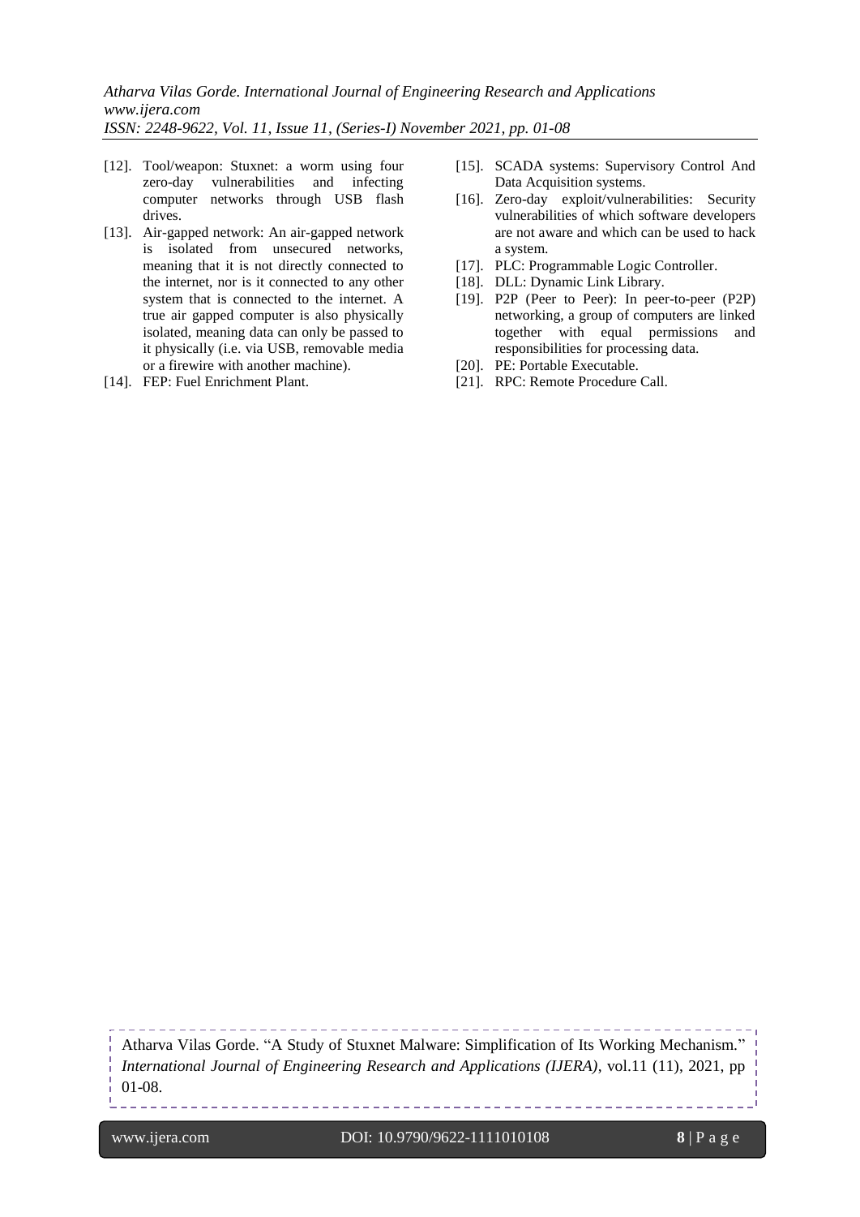[12]. Tool/weapon: Stuxnet: a worm using four zero-day vulnerabilities and infecting computer networks through USB flash drives.

[13]. Air-gapped network: An air-gapped network is isolated from unsecured networks, meaning that it is not directly connected to the internet, nor is it connected to any other system that is connected to the internet. A true air gapped computer is also physically isolated, meaning data can only be passed to it physically (i.e. via USB, removable media or a firewire with another machine).

[14]. FEP: Fuel Enrichment Plant.

[15]. SCADA systems: Supervisory Control And Data Acquisition systems.

[16]. Zero-day exploit/vulnerabilities: Security vulnerabilities of which software developers are not aware and which can be used to hack a system.

[17]. PLC: Programmable Logic Controller.

[18]. DLL: Dynamic Link Library.

[19]. P2P (Peer to Peer): In peer-to-peer (P2P) networking, a group of computers are linked together with equal permissions and responsibilities for processing data.

[20]. PE: Portable Executable.

[21]. RPC: Remote Procedure Call.

Atharva Vilas Gorde. "A Study of Stuxnet Malware: Simplification of Its Working Mechanism." *International Journal of Engineering Research and Applications (IJERA)*, vol.11 (11), 2021, pp 01-08.